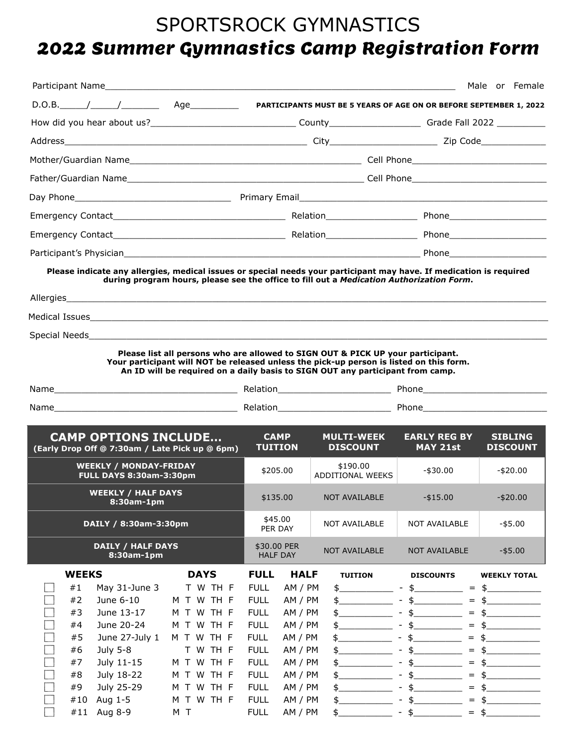# SPORTSROCK GYMNASTICS

## *2022 Summer Gymnastics Camp Registration Form*

Participant Name_______________________________________________________________ Male or Female

D.O.B._____/_____/_______ Age_________ **PARTICIPANTS MUST BE 5 YEARS OF AGE ON OR BEFORE SEPTEMBER 1, 2022**

How did you hear about us?___________________________ County_________________ Grade Fall 2022 _________

Address_____________________________________________ City_____________________ Zip Code____________

Mother/Guardian Name__________________________________________ Cell Phone__________________________

Father/Guardian Name__________________________________________ Cell Phone__________________________

Day Phone_____________________________ Primary Email_____________________________________________

Emergency Contact________________________________ Relation_________________ Phone__________________

Emergency Contact________________________________ Relation_________________ Phone__________________

Participant's Physician_______________________________________________________ Phone__________________

**Please indicate any allergies, medical issues or special needs your participant may have. If medication is required during program hours, please see the office to fill out a *Medication Authorization Form*.**

Allergies_____________________________________________________________________________________

Medical Issues________________________________________________________________________________

Special Needs_________________________________________________________________________________

**Please list all persons who are allowed to SIGN OUT & PICK UP your participant.**
**Your participant will NOT be released unless the pick-up person is listed on this form.**
**An ID will be required on a daily basis to SIGN OUT any participant from camp.**

Name__________________________________ Relation_____________________ Phone________________________

Name__________________________________ Relation_____________________ Phone________________________

| CAMP OPTIONS INCLUDE... (Early Drop Off @ 7:30am / Late Pick up @ 6pm) | CAMP TUITION | MULTI-WEEK DISCOUNT | EARLY REG BY MAY 21st | SIBLING DISCOUNT |
|---|---|---|---|---|
| **WEEKLY / MONDAY-FRIDAY FULL DAYS 8:30am-3:30pm** | $205.00 | $190.00 ADDITIONAL WEEKS | -$30.00 | -$20.00 |
| **WEEKLY / HALF DAYS 8:30am-1pm** | $135.00 | NOT AVAILABLE | -$15.00 | -$20.00 |
| **DAILY / 8:30am-3:30pm** | $45.00 PER DAY | NOT AVAILABLE | NOT AVAILABLE | -$5.00 |
| **DAILY / HALF DAYS 8:30am-1pm** | $30.00 PER HALF DAY | NOT AVAILABLE | NOT AVAILABLE | -$5.00 |

| | WEEKS | | DAYS | FULL | HALF | TUITION | DISCOUNTS | WEEKLY TOTAL |
|---|---|---|---|---|---|---|---|---|
| ☐ | #1 | May 31-June 3 | T W TH F | FULL | AM / PM | $__________ | - $_________ | = $__________ |
| ☐ | #2 | June 6-10 | M T W TH F | FULL | AM / PM | $__________ | - $_________ | = $__________ |
| ☐ | #3 | June 13-17 | M T W TH F | FULL | AM / PM | $__________ | - $_________ | = $__________ |
| ☐ | #4 | June 20-24 | M T W TH F | FULL | AM / PM | $__________ | - $_________ | = $__________ |
| ☐ | #5 | June 27-July 1 | M T W TH F | FULL | AM / PM | $__________ | - $_________ | = $__________ |
| ☐ | #6 | July 5-8 | T W TH F | FULL | AM / PM | $__________ | - $_________ | = $__________ |
| ☐ | #7 | July 11-15 | M T W TH F | FULL | AM / PM | $__________ | - $_________ | = $__________ |
| ☐ | #8 | July 18-22 | M T W TH F | FULL | AM / PM | $__________ | - $_________ | = $__________ |
| ☐ | #9 | July 25-29 | M T W TH F | FULL | AM / PM | $__________ | - $_________ | = $__________ |
| ☐ | #10 | Aug 1-5 | M T W TH F | FULL | AM / PM | $__________ | - $_________ | = $__________ |
| ☐ | #11 | Aug 8-9 | M T | FULL | AM / PM | $__________ | - $_________ | = $__________ |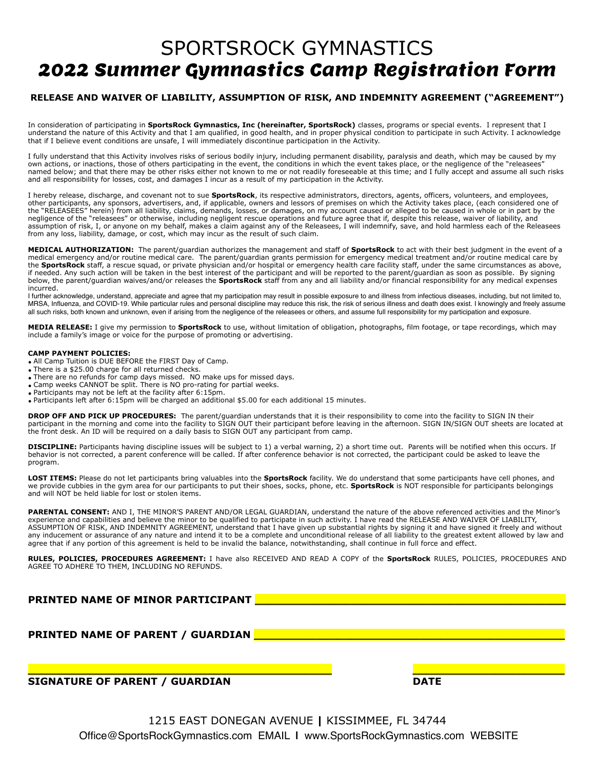# SPORTSROCK GYMNASTICS

## *2022 Summer Gymnastics Camp Registration Form*

### RELEASE AND WAIVER OF LIABILITY, ASSUMPTION OF RISK, AND INDEMNITY AGREEMENT ("AGREEMENT")

In consideration of participating in **SportsRock Gymnastics, Inc (hereinafter, SportsRock)** classes, programs or special events. I represent that I understand the nature of this Activity and that I am qualified, in good health, and in proper physical condition to participate in such Activity. I acknowledge that if I believe event conditions are unsafe, I will immediately discontinue participation in the Activity.

I fully understand that this Activity involves risks of serious bodily injury, including permanent disability, paralysis and death, which may be caused by my own actions, or inactions, those of others participating in the event, the conditions in which the event takes place, or the negligence of the "releasees" named below; and that there may be other risks either not known to me or not readily foreseeable at this time; and I fully accept and assume all such risks and all responsibility for losses, cost, and damages I incur as a result of my participation in the Activity.

I hereby release, discharge, and covenant not to sue **SportsRock**, its respective administrators, directors, agents, officers, volunteers, and employees, other participants, any sponsors, advertisers, and, if applicable, owners and lessors of premises on which the Activity takes place, (each considered one of the "RELEASEES" herein) from all liability, claims, demands, losses, or damages, on my account caused or alleged to be caused in whole or in part by the negligence of the "releasees" or otherwise, including negligent rescue operations and future agree that if, despite this release, waiver of liability, and assumption of risk, I, or anyone on my behalf, makes a claim against any of the Releasees, I will indemnify, save, and hold harmless each of the Releasees from any loss, liability, damage, or cost, which may incur as the result of such claim.

**MEDICAL AUTHORIZATION:** The parent/guardian authorizes the management and staff of **SportsRock** to act with their best judgment in the event of a medical emergency and/or routine medical care. The parent/guardian grants permission for emergency medical treatment and/or routine medical care by the **SportsRock** staff, a rescue squad, or private physician and/or hospital or emergency health care facility staff, under the same circumstances as above, if needed. Any such action will be taken in the best interest of the participant and will be reported to the parent/guardian as soon as possible. By signing below, the parent/guardian waives/and/or releases the **SportsRock** staff from any and all liability and/or financial responsibility for any medical expenses incurred.
I further acknowledge, understand, appreciate and agree that my participation may result in possible exposure to and illness from infectious diseases, including, but not limited to, MRSA, Influenza, and COVID-19. While particular rules and personal discipline may reduce this risk, the risk of serious illness and death does exist. I knowingly and freely assume all such risks, both known and unknown, even if arising from the negligence of the releasees or others, and assume full responsibility for my participation and exposure.

**MEDIA RELEASE:** I give my permission to **SportsRock** to use, without limitation of obligation, photographs, film footage, or tape recordings, which may include a family's image or voice for the purpose of promoting or advertising.

**CAMP PAYMENT POLICIES:**

- All Camp Tuition is DUE BEFORE the FIRST Day of Camp.
- There is a $25.00 charge for all returned checks.
- There are no refunds for camp days missed. NO make ups for missed days.
- Camp weeks CANNOT be split. There is NO pro-rating for partial weeks.
- Participants may not be left at the facility after 6:15pm.
- Participants left after 6:15pm will be charged an additional $5.00 for each additional 15 minutes.

**DROP OFF AND PICK UP PROCEDURES:** The parent/guardian understands that it is their responsibility to come into the facility to SIGN IN their participant in the morning and come into the facility to SIGN OUT their participant before leaving in the afternoon. SIGN IN/SIGN OUT sheets are located at the front desk. An ID will be required on a daily basis to SIGN OUT any participant from camp.

**DISCIPLINE:** Participants having discipline issues will be subject to 1) a verbal warning, 2) a short time out. Parents will be notified when this occurs. If behavior is not corrected, a parent conference will be called. If after conference behavior is not corrected, the participant could be asked to leave the program.

**LOST ITEMS:** Please do not let participants bring valuables into the **SportsRock** facility. We do understand that some participants have cell phones, and we provide cubbies in the gym area for our participants to put their shoes, socks, phone, etc. **SportsRock** is NOT responsible for participants belongings and will NOT be held liable for lost or stolen items.

**PARENTAL CONSENT:** AND I, THE MINOR'S PARENT AND/OR LEGAL GUARDIAN, understand the nature of the above referenced activities and the Minor's experience and capabilities and believe the minor to be qualified to participate in such activity. I have read the RELEASE AND WAIVER OF LIABILITY, ASSUMPTION OF RISK, AND INDEMNITY AGREEMENT, understand that I have given up substantial rights by signing it and have signed it freely and without any inducement or assurance of any nature and intend it to be a complete and unconditional release of all liability to the greatest extent allowed by law and agree that if any portion of this agreement is held to be invalid the balance, notwithstanding, shall continue in full force and effect.

**RULES, POLICIES, PROCEDURES AGREEMENT:** I have also RECEIVED AND READ A COPY of the **SportsRock** RULES, POLICIES, PROCEDURES AND AGREE TO ADHERE TO THEM, INCLUDING NO REFUNDS.

**PRINTED NAME OF MINOR PARTICIPANT** ______________________________

**PRINTED NAME OF PARENT / GUARDIAN** ______________________________

______________________________ ______________________________

**SIGNATURE OF PARENT / GUARDIAN** **DATE**

1215 EAST DONEGAN AVENUE | KISSIMMEE, FL 34744

Office@SportsRockGymnastics.com EMAIL | www.SportsRockGymnastics.com WEBSITE